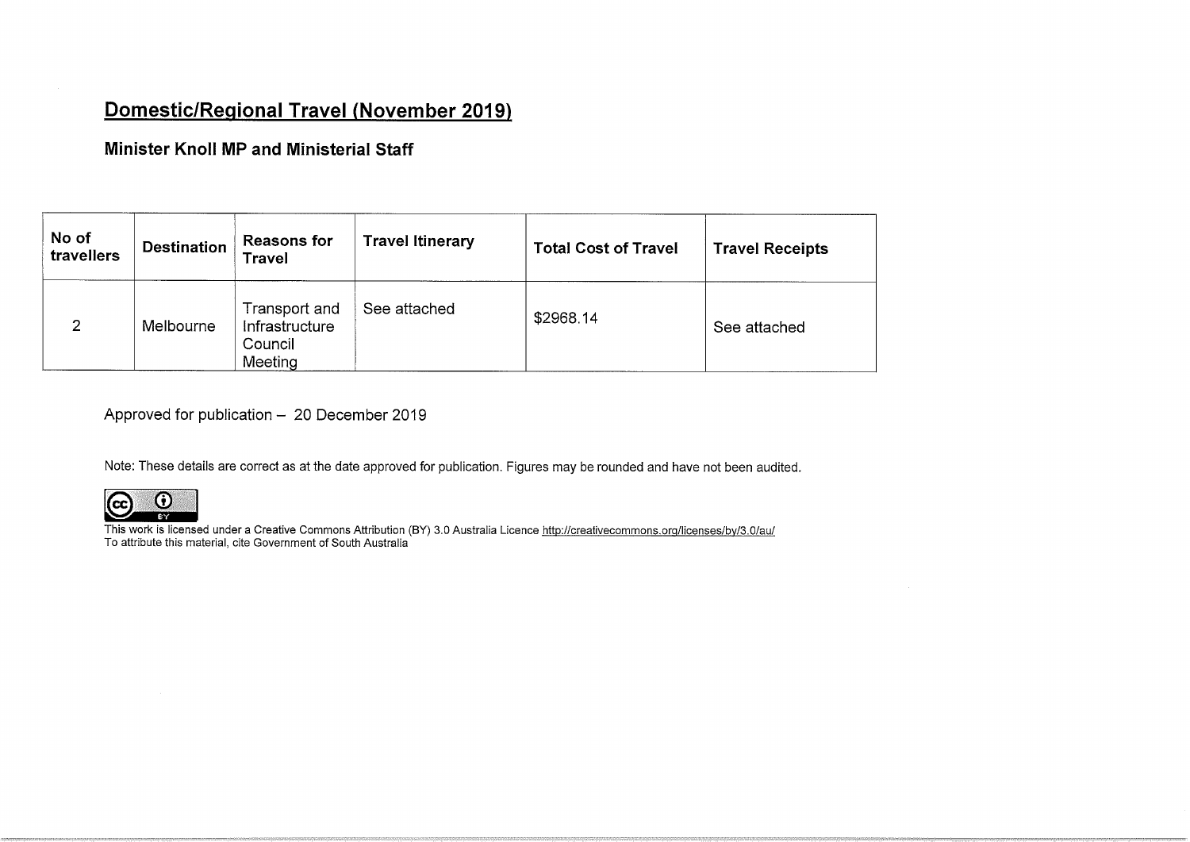# Domestic/Regional Travel (November 2019)

## Minister Knoll MP and Ministerial Staff

| No of travellers | Destination | Reasons for Travel | Travel Itinerary | Total Cost of Travel | Travel Receipts |
|---|---|---|---|---|---|
| 2 | Melbourne | Transport and Infrastructure Council Meeting | See attached | $2968.14 | See attached |

Approved for publication – 20 December 2019

Note: These details are correct as at the date approved for publication. Figures may be rounded and have not been audited.

This work is licensed under a Creative Commons Attribution (BY) 3.0 Australia Licence http://creativecommons.org/licenses/by/3.0/au/
To attribute this material, cite Government of South Australia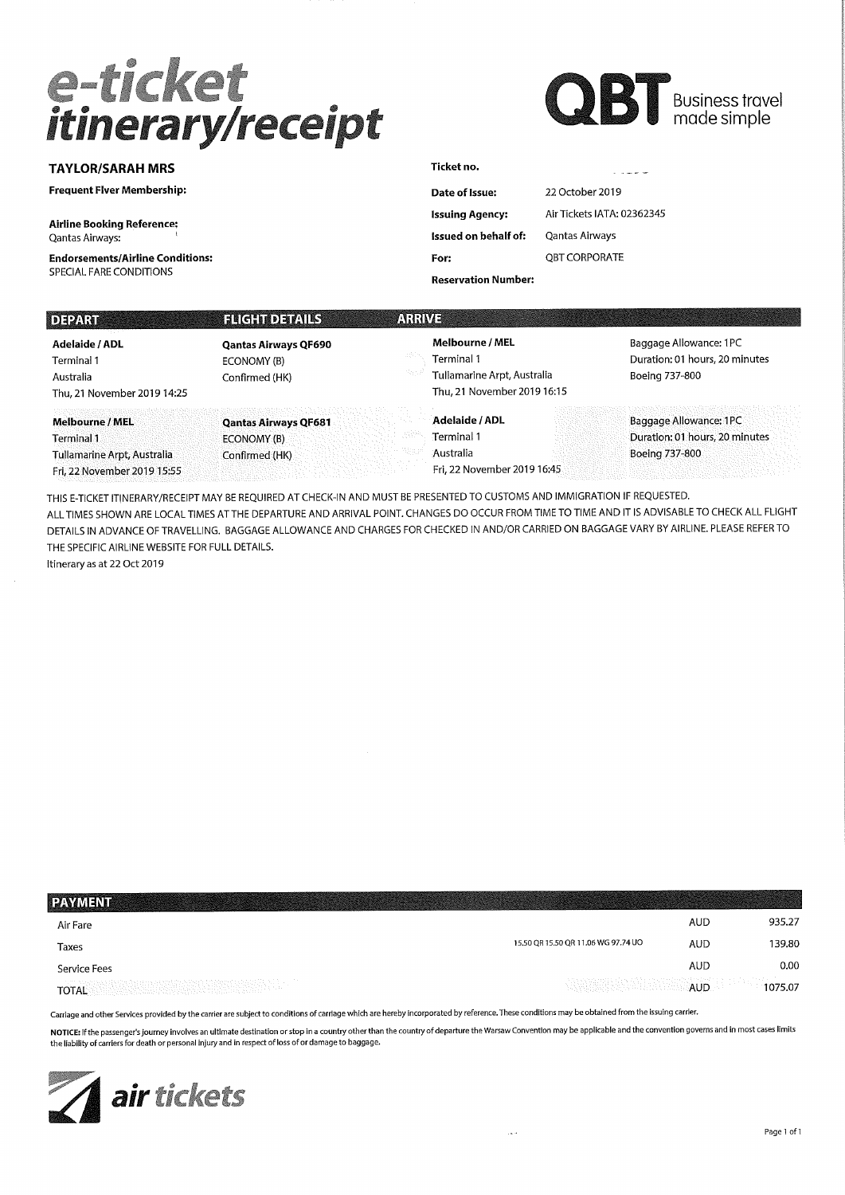# e-ticket itinerary/receipt

**QBT** Business travel made simple

**TAYLOR/SARAH MRS**

**Frequent Flyer Membership:**

**Airline Booking Reference:**
Qantas Airways:

**Endorsements/Airline Conditions:**
SPECIAL FARE CONDITIONS

| | |
|---|---|
| **Ticket no.** | |
| **Date of Issue:** | 22 October 2019 |
| **Issuing Agency:** | Air Tickets IATA: 02362345 |
| **Issued on behalf of:** | Qantas Airways |
| **For:** | QBT CORPORATE |
| **Reservation Number:** | |

| DEPART | FLIGHT DETAILS | ARRIVE | |
|---|---|---|---|
| **Adelaide / ADL**<br>Terminal 1<br>Australia<br>Thu, 21 November 2019 14:25 | **Qantas Airways QF690**<br>ECONOMY (B)<br>Confirmed (HK) | **Melbourne / MEL**<br>Terminal 1<br>Tullamarine Arpt, Australia<br>Thu, 21 November 2019 16:15 | Baggage Allowance: 1PC<br>Duration: 01 hours, 20 minutes<br>Boeing 737-800 |
| **Melbourne / MEL**<br>Terminal 1<br>Tullamarine Arpt, Australia<br>Fri, 22 November 2019 15:55 | **Qantas Airways QF681**<br>ECONOMY (B)<br>Confirmed (HK) | **Adelaide / ADL**<br>Terminal 1<br>Australia<br>Fri, 22 November 2019 16:45 | Baggage Allowance: 1PC<br>Duration: 01 hours, 20 minutes<br>Boeing 737-800 |

THIS E-TICKET ITINERARY/RECEIPT MAY BE REQUIRED AT CHECK-IN AND MUST BE PRESENTED TO CUSTOMS AND IMMIGRATION IF REQUESTED.
ALL TIMES SHOWN ARE LOCAL TIMES AT THE DEPARTURE AND ARRIVAL POINT. CHANGES DO OCCUR FROM TIME TO TIME AND IT IS ADVISABLE TO CHECK ALL FLIGHT DETAILS IN ADVANCE OF TRAVELLING. BAGGAGE ALLOWANCE AND CHARGES FOR CHECKED IN AND/OR CARRIED ON BAGGAGE VARY BY AIRLINE. PLEASE REFER TO THE SPECIFIC AIRLINE WEBSITE FOR FULL DETAILS.
Itinerary as at 22 Oct 2019

## PAYMENT

| | | | |
|---|---|---|---|
| Air Fare | | AUD | 935.27 |
| Taxes | 15.50 QR 15.50 QR 11.06 WG 97.74 UO | AUD | 139.80 |
| Service Fees | | AUD | 0.00 |
| TOTAL | | AUD | 1075.07 |

Carriage and other Services provided by the carrier are subject to conditions of carriage which are hereby incorporated by reference. These conditions may be obtained from the issuing carrier.

**NOTICE:** If the passenger's journey involves an ultimate destination or stop in a country other than the country of departure the Warsaw Convention may be applicable and the convention governs and in most cases limits the liability of carriers for death or personal injury and in respect of loss of or damage to baggage.

air tickets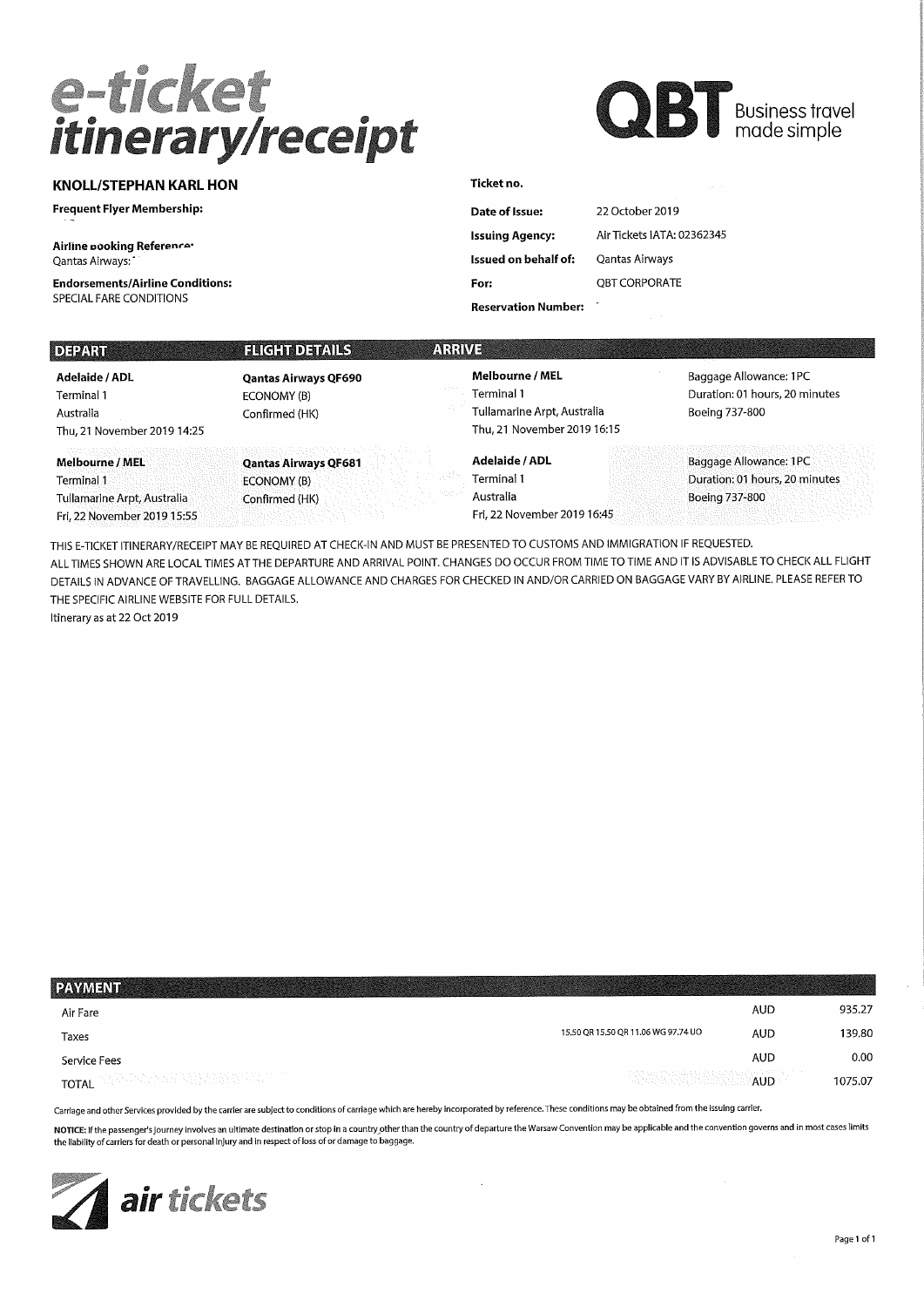# e-ticket itinerary/receipt

**QBT** Business travel made simple

**KNOLL/STEPHAN KARL HON**

**Frequent Flyer Membership:**

**Airline Booking Reference:**
Qantas Airways:

**Endorsements/Airline Conditions:**
SPECIAL FARE CONDITIONS

**Ticket no.**

| | |
|---|---|
| **Date of Issue:** | 22 October 2019 |
| **Issuing Agency:** | Air Tickets IATA: 02362345 |
| **Issued on behalf of:** | Qantas Airways |
| **For:** | QBT CORPORATE |
| **Reservation Number:** | |

| DEPART | FLIGHT DETAILS | ARRIVE | |
|---|---|---|---|
| **Adelaide / ADL**<br>Terminal 1<br>Australia<br>Thu, 21 November 2019 14:25 | **Qantas Airways QF690**<br>ECONOMY (B)<br>Confirmed (HK) | **Melbourne / MEL**<br>Terminal 1<br>Tullamarine Arpt, Australia<br>Thu, 21 November 2019 16:15 | Baggage Allowance: 1PC<br>Duration: 01 hours, 20 minutes<br>Boeing 737-800 |
| **Melbourne / MEL**<br>Terminal 1<br>Tullamarine Arpt, Australia<br>Fri, 22 November 2019 15:55 | **Qantas Airways QF681**<br>ECONOMY (B)<br>Confirmed (HK) | **Adelaide / ADL**<br>Terminal 1<br>Australia<br>Fri, 22 November 2019 16:45 | Baggage Allowance: 1PC<br>Duration: 01 hours, 20 minutes<br>Boeing 737-800 |

THIS E-TICKET ITINERARY/RECEIPT MAY BE REQUIRED AT CHECK-IN AND MUST BE PRESENTED TO CUSTOMS AND IMMIGRATION IF REQUESTED.
ALL TIMES SHOWN ARE LOCAL TIMES AT THE DEPARTURE AND ARRIVAL POINT. CHANGES DO OCCUR FROM TIME TO TIME AND IT IS ADVISABLE TO CHECK ALL FLIGHT DETAILS IN ADVANCE OF TRAVELLING. BAGGAGE ALLOWANCE AND CHARGES FOR CHECKED IN AND/OR CARRIED ON BAGGAGE VARY BY AIRLINE. PLEASE REFER TO THE SPECIFIC AIRLINE WEBSITE FOR FULL DETAILS.
Itinerary as at 22 Oct 2019

| PAYMENT | | | |
|---|---|---|---|
| Air Fare | | AUD | 935.27 |
| Taxes | 15.50 QR 15.50 QR 11.06 WG 97.74 UO | AUD | 139.80 |
| Service Fees | | AUD | 0.00 |
| TOTAL | | AUD | 1075.07 |

Carriage and other Services provided by the carrier are subject to conditions of carriage which are hereby incorporated by reference. These conditions may be obtained from the issuing carrier.

**NOTICE:** If the passenger's journey involves an ultimate destination or stop in a country other than the country of departure the Warsaw Convention may be applicable and the convention governs and in most cases limits the liability of carriers for death or personal injury and in respect of loss of or damage to baggage.

air tickets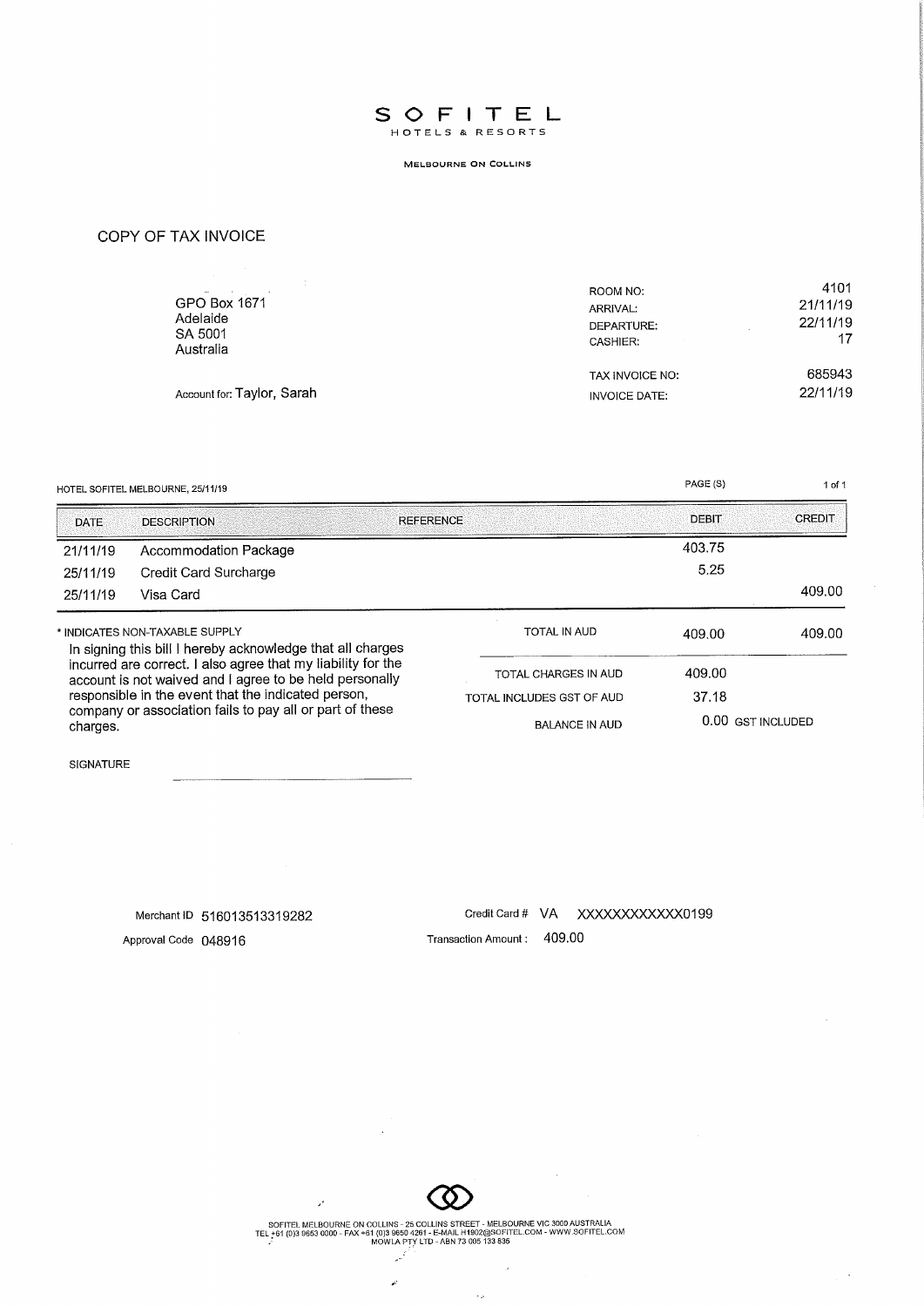# SOFITEL

HOTELS & RESORTS

MELBOURNE ON COLLINS

## COPY OF TAX INVOICE

GPO Box 1671
Adelaide
SA 5001
Australia

Account for: Taylor, Sarah

| | |
|---|---|
| ROOM NO: | 4101 |
| ARRIVAL: | 21/11/19 |
| DEPARTURE: | 22/11/19 |
| CASHIER: | 17 |
| TAX INVOICE NO: | 685943 |
| INVOICE DATE: | 22/11/19 |

HOTEL SOFITEL MELBOURNE, 25/11/19

PAGE (S) 1 of 1

| DATE | DESCRIPTION | REFERENCE | DEBIT | CREDIT |
|---|---|---|---|---|
| 21/11/19 | Accommodation Package | | 403.75 | |
| 25/11/19 | Credit Card Surcharge | | 5.25 | |
| 25/11/19 | Visa Card | | | 409.00 |

* INDICATES NON-TAXABLE SUPPLY

In signing this bill I hereby acknowledge that all charges incurred are correct. I also agree that my liability for the account is not waived and I agree to be held personally responsible in the event that the indicated person, company or association fails to pay all or part of these charges.

| | DEBIT | CREDIT |
|---|---|---|
| TOTAL IN AUD | 409.00 | 409.00 |
| TOTAL CHARGES IN AUD | 409.00 | |
| TOTAL INCLUDES GST OF AUD | 37.18 | |
| BALANCE IN AUD | 0.00 GST INCLUDED | |

SIGNATURE ______________________

Merchant ID 516013513319282

Approval Code 048916

Credit Card # VA XXXXXXXXXXXX0199

Transaction Amount : 409.00

SOFITEL MELBOURNE ON COLLINS - 25 COLLINS STREET - MELBOURNE VIC 3000 AUSTRALIA
TEL +61 (0)3 9653 0000 - FAX +61 (0)3 9650 4261 - E-MAIL H1902@SOFITEL.COM - WWW.SOFITEL.COM
MOWLA PTY LTD - ABN 73 005 133 835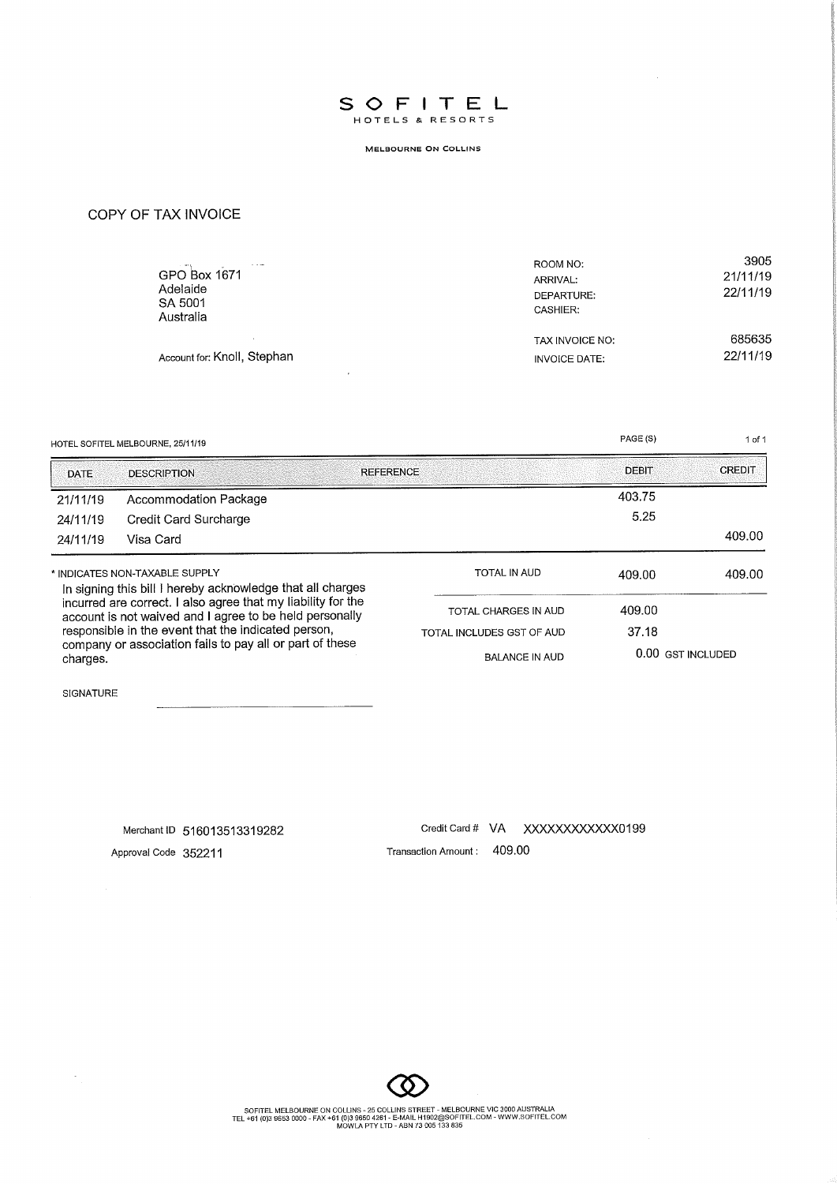# SOFITEL
HOTELS & RESORTS

MELBOURNE ON COLLINS

## COPY OF TAX INVOICE

GPO Box 1671
Adelaide
SA 5001
Australia

Account for: Knoll, Stephan

| | |
|---|---|
| ROOM NO: | 3905 |
| ARRIVAL: | 21/11/19 |
| DEPARTURE: | 22/11/19 |
| CASHIER: | |
| TAX INVOICE NO: | 685635 |
| INVOICE DATE: | 22/11/19 |

HOTEL SOFITEL MELBOURNE, 25/11/19

PAGE (S) 1 of 1

| DATE | DESCRIPTION | REFERENCE | DEBIT | CREDIT |
|---|---|---|---|---|
| 21/11/19 | Accommodation Package | | 403.75 | |
| 24/11/19 | Credit Card Surcharge | | 5.25 | |
| 24/11/19 | Visa Card | | | 409.00 |

* INDICATES NON-TAXABLE SUPPLY

In signing this bill I hereby acknowledge that all charges incurred are correct. I also agree that my liability for the account is not waived and I agree to be held personally responsible in the event that the indicated person, company or association fails to pay all or part of these charges.

| | | |
|---|---|---|
| TOTAL IN AUD | 409.00 | 409.00 |
| TOTAL CHARGES IN AUD | 409.00 | |
| TOTAL INCLUDES GST OF AUD | 37.18 | |
| BALANCE IN AUD | 0.00 GST INCLUDED | |

SIGNATURE ____________________

Merchant ID 516013513319282

Approval Code 352211

Credit Card # VA XXXXXXXXXXXX0199

Transaction Amount : 409.00

SOFITEL MELBOURNE ON COLLINS - 25 COLLINS STREET - MELBOURNE VIC 3000 AUSTRALIA
TEL +61 (0)3 9653 0000 - FAX +61 (0)3 9650 4261 - E-MAIL H1902@SOFITEL.COM - WWW.SOFITEL.COM
MOWLA PTY LTD - ABN 73 005 133 835